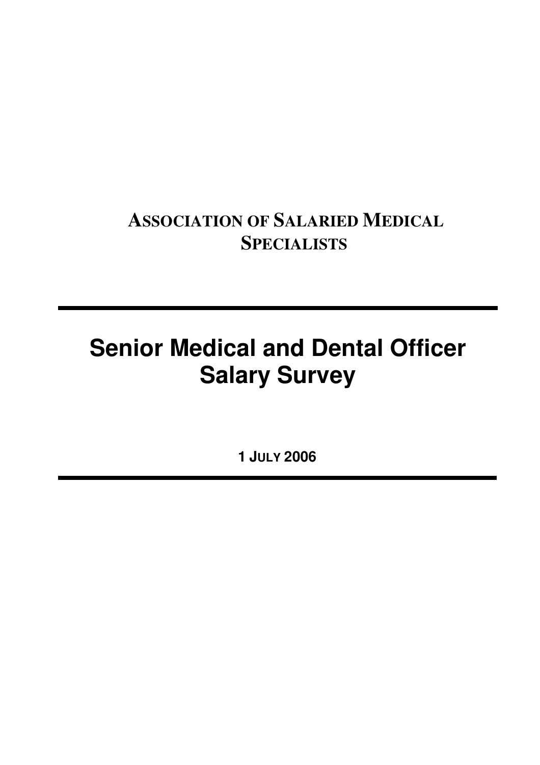**ASSOCIATION OF SALARIED MEDICAL SPECIALISTS**

---

# Senior Medical and Dental Officer Salary Survey

**1 JULY 2006**

---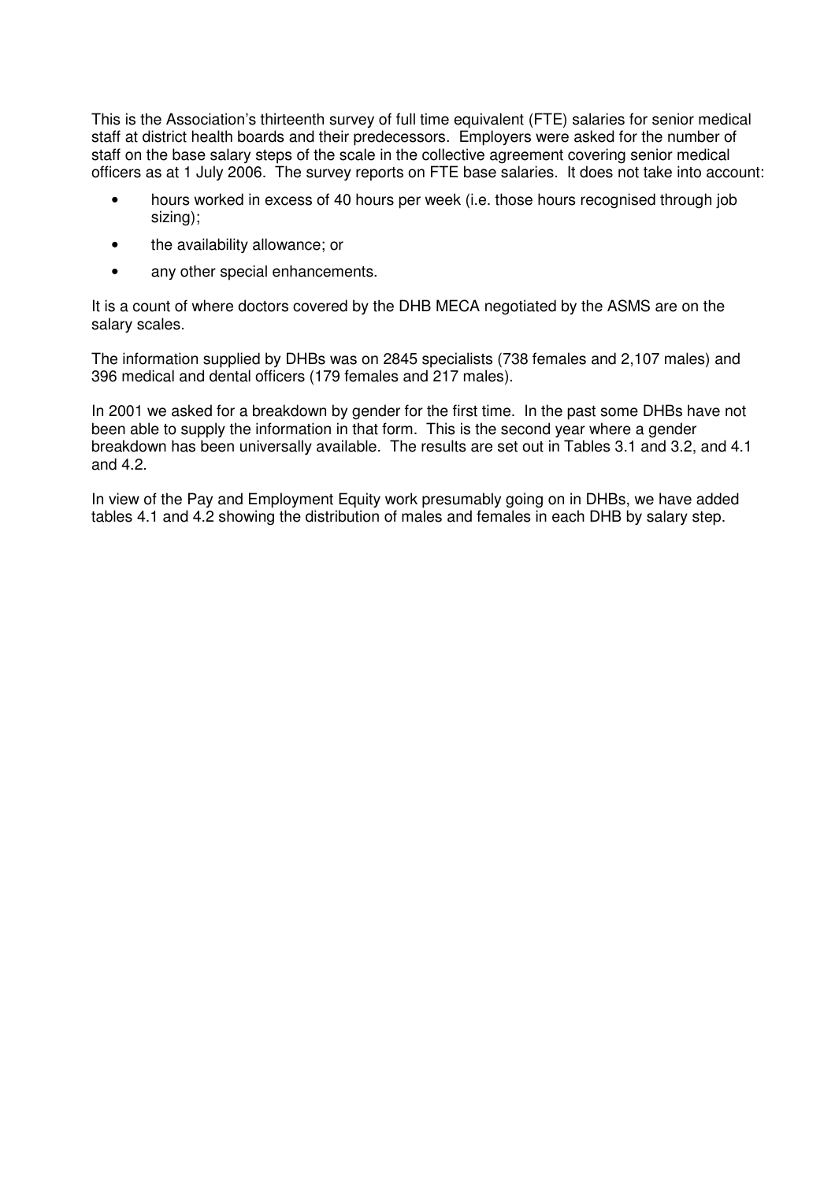This is the Association's thirteenth survey of full time equivalent (FTE) salaries for senior medical staff at district health boards and their predecessors. Employers were asked for the number of staff on the base salary steps of the scale in the collective agreement covering senior medical officers as at 1 July 2006. The survey reports on FTE base salaries. It does not take into account:

- hours worked in excess of 40 hours per week (i.e. those hours recognised through job sizing);
- the availability allowance; or
- any other special enhancements.

It is a count of where doctors covered by the DHB MECA negotiated by the ASMS are on the salary scales.

The information supplied by DHBs was on 2845 specialists (738 females and 2,107 males) and 396 medical and dental officers (179 females and 217 males).

In 2001 we asked for a breakdown by gender for the first time. In the past some DHBs have not been able to supply the information in that form. This is the second year where a gender breakdown has been universally available. The results are set out in Tables 3.1 and 3.2, and 4.1 and 4.2.

In view of the Pay and Employment Equity work presumably going on in DHBs, we have added tables 4.1 and 4.2 showing the distribution of males and females in each DHB by salary step.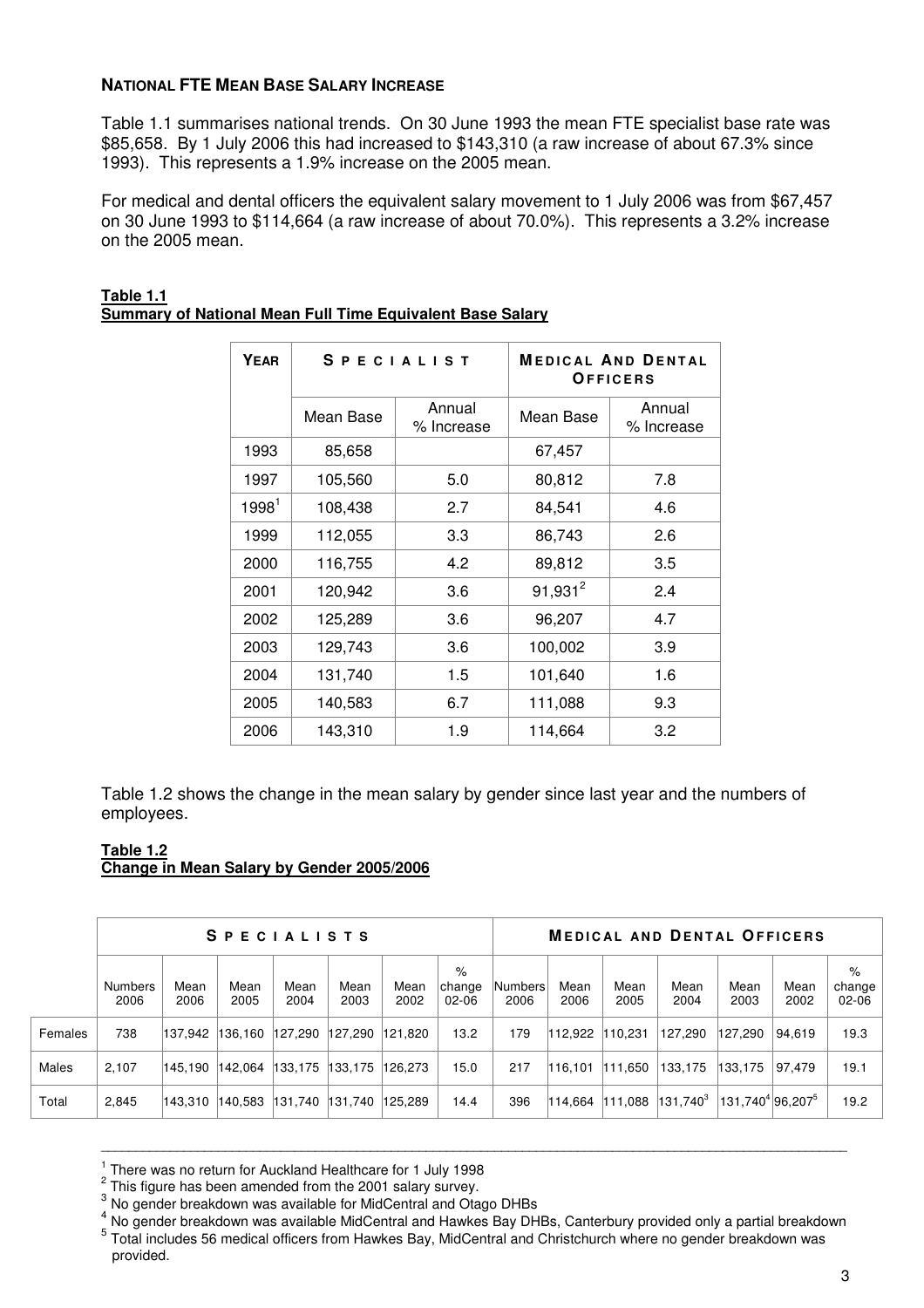**NATIONAL FTE MEAN BASE SALARY INCREASE**

Table 1.1 summarises national trends. On 30 June 1993 the mean FTE specialist base rate was $85,658. By 1 July 2006 this had increased to $143,310 (a raw increase of about 67.3% since 1993). This represents a 1.9% increase on the 2005 mean.

For medical and dental officers the equivalent salary movement to 1 July 2006 was from $67,457 on 30 June 1993 to $114,664 (a raw increase of about 70.0%). This represents a 3.2% increase on the 2005 mean.

**Table 1.1**
**Summary of National Mean Full Time Equivalent Base Salary**

| YEAR | SPECIALIST | | MEDICAL AND DENTAL OFFICERS | |
|---|---|---|---|---|
| | Mean Base | Annual % Increase | Mean Base | Annual % Increase |
| 1993 | 85,658 | | 67,457 | |
| 1997 | 105,560 | 5.0 | 80,812 | 7.8 |
| 1998[1] | 108,438 | 2.7 | 84,541 | 4.6 |
| 1999 | 112,055 | 3.3 | 86,743 | 2.6 |
| 2000 | 116,755 | 4.2 | 89,812 | 3.5 |
| 2001 | 120,942 | 3.6 | 91,931[2] | 2.4 |
| 2002 | 125,289 | 3.6 | 96,207 | 4.7 |
| 2003 | 129,743 | 3.6 | 100,002 | 3.9 |
| 2004 | 131,740 | 1.5 | 101,640 | 1.6 |
| 2005 | 140,583 | 6.7 | 111,088 | 9.3 |
| 2006 | 143,310 | 1.9 | 114,664 | 3.2 |

Table 1.2 shows the change in the mean salary by gender since last year and the numbers of employees.

**Table 1.2**
**Change in Mean Salary by Gender 2005/2006**

| | SPECIALISTS | | | | | | | MEDICAL AND DENTAL OFFICERS | | | | | | |
|---|---|---|---|---|---|---|---|---|---|---|---|---|---|---|
| | Numbers 2006 | Mean 2006 | Mean 2005 | Mean 2004 | Mean 2003 | Mean 2002 | % change 02-06 | Numbers 2006 | Mean 2006 | Mean 2005 | Mean 2004 | Mean 2003 | Mean 2002 | % change 02-06 |
| Females | 738 | 137,942 | 136,160 | 127,290 | 127,290 | 121,820 | 13.2 | 179 | 112,922 | 110,231 | 127,290 | 127,290 | 94,619 | 19.3 |
| Males | 2,107 | 145,190 | 142,064 | 133,175 | 133,175 | 126,273 | 15.0 | 217 | 116,101 | 111,650 | 133,175 | 133,175 | 97,479 | 19.1 |
| Total | 2,845 | 143,310 | 140,583 | 131,740 | 131,740 | 125,289 | 14.4 | 396 | 114,664 | 111,088 | 131,740[3] | 131,740[4] | 96,207[5] | 19.2 |

---

[1] There was no return for Auckland Healthcare for 1 July 1998
[2] This figure has been amended from the 2001 salary survey.
[3] No gender breakdown was available for MidCentral and Otago DHBs
[4] No gender breakdown was available MidCentral and Hawkes Bay DHBs, Canterbury provided only a partial breakdown
[5] Total includes 56 medical officers from Hawkes Bay, MidCentral and Christchurch where no gender breakdown was provided.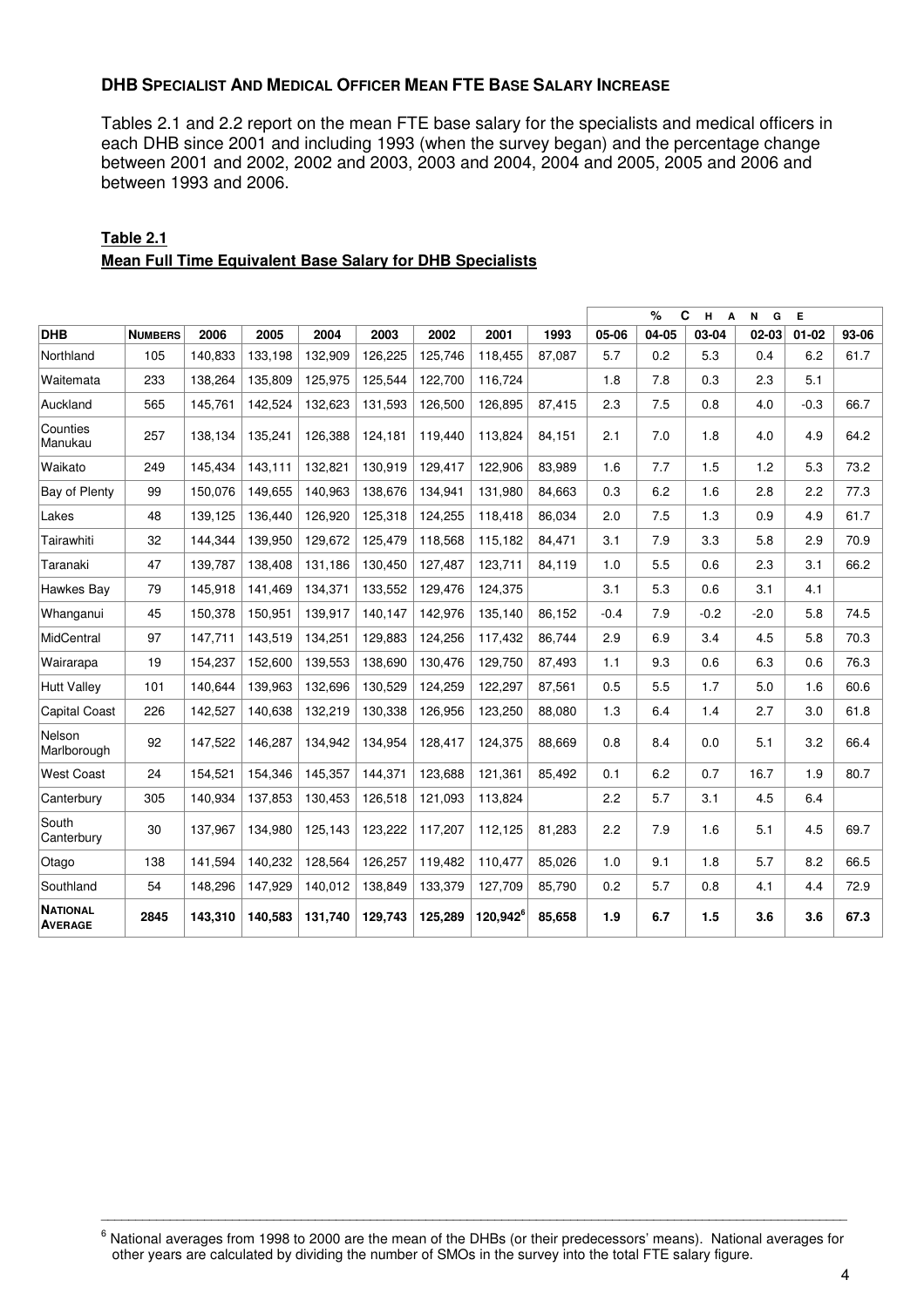## DHB Specialist and Medical Officer Mean FTE Base Salary Increase

Tables 2.1 and 2.2 report on the mean FTE base salary for the specialists and medical officers in each DHB since 2001 and including 1993 (when the survey began) and the percentage change between 2001 and 2002, 2002 and 2003, 2003 and 2004, 2004 and 2005, 2005 and 2006 and between 1993 and 2006.

**Table 2.1**
**Mean Full Time Equivalent Base Salary for DHB Specialists**

| | | | | | | | | | % CHANGE | | | | | |
|---|---|---|---|---|---|---|---|---|---|---|---|---|---|---|
| **DHB** | **Numbers** | **2006** | **2005** | **2004** | **2003** | **2002** | **2001** | **1993** | **05-06** | **04-05** | **03-04** | **02-03** | **01-02** | **93-06** |
| Northland | 105 | 140,833 | 133,198 | 132,909 | 126,225 | 125,746 | 118,455 | 87,087 | 5.7 | 0.2 | 5.3 | 0.4 | 6.2 | 61.7 |
| Waitemata | 233 | 138,264 | 135,809 | 125,975 | 125,544 | 122,700 | 116,724 | | 1.8 | 7.8 | 0.3 | 2.3 | 5.1 | |
| Auckland | 565 | 145,761 | 142,524 | 132,623 | 131,593 | 126,500 | 126,895 | 87,415 | 2.3 | 7.5 | 0.8 | 4.0 | -0.3 | 66.7 |
| Counties Manukau | 257 | 138,134 | 135,241 | 126,388 | 124,181 | 119,440 | 113,824 | 84,151 | 2.1 | 7.0 | 1.8 | 4.0 | 4.9 | 64.2 |
| Waikato | 249 | 145,434 | 143,111 | 132,821 | 130,919 | 129,417 | 122,906 | 83,989 | 1.6 | 7.7 | 1.5 | 1.2 | 5.3 | 73.2 |
| Bay of Plenty | 99 | 150,076 | 149,655 | 140,963 | 138,676 | 134,941 | 131,980 | 84,663 | 0.3 | 6.2 | 1.6 | 2.8 | 2.2 | 77.3 |
| Lakes | 48 | 139,125 | 136,440 | 126,920 | 125,318 | 124,255 | 118,418 | 86,034 | 2.0 | 7.5 | 1.3 | 0.9 | 4.9 | 61.7 |
| Tairawhiti | 32 | 144,344 | 139,950 | 129,672 | 125,479 | 118,568 | 115,182 | 84,471 | 3.1 | 7.9 | 3.3 | 5.8 | 2.9 | 70.9 |
| Taranaki | 47 | 139,787 | 138,408 | 131,186 | 130,450 | 127,487 | 123,711 | 84,119 | 1.0 | 5.5 | 0.6 | 2.3 | 3.1 | 66.2 |
| Hawkes Bay | 79 | 145,918 | 141,469 | 134,371 | 133,552 | 129,476 | 124,375 | | 3.1 | 5.3 | 0.6 | 3.1 | 4.1 | |
| Whanganui | 45 | 150,378 | 150,951 | 139,917 | 140,147 | 142,976 | 135,140 | 86,152 | -0.4 | 7.9 | -0.2 | -2.0 | 5.8 | 74.5 |
| MidCentral | 97 | 147,711 | 143,519 | 134,251 | 129,883 | 124,256 | 117,432 | 86,744 | 2.9 | 6.9 | 3.4 | 4.5 | 5.8 | 70.3 |
| Wairarapa | 19 | 154,237 | 152,600 | 139,553 | 138,690 | 130,476 | 129,750 | 87,493 | 1.1 | 9.3 | 0.6 | 6.3 | 0.6 | 76.3 |
| Hutt Valley | 101 | 140,644 | 139,963 | 132,696 | 130,529 | 124,259 | 122,297 | 87,561 | 0.5 | 5.5 | 1.7 | 5.0 | 1.6 | 60.6 |
| Capital Coast | 226 | 142,527 | 140,638 | 132,219 | 130,338 | 126,956 | 123,250 | 88,080 | 1.3 | 6.4 | 1.4 | 2.7 | 3.0 | 61.8 |
| Nelson Marlborough | 92 | 147,522 | 146,287 | 134,942 | 134,954 | 128,417 | 124,375 | 88,669 | 0.8 | 8.4 | 0.0 | 5.1 | 3.2 | 66.4 |
| West Coast | 24 | 154,521 | 154,346 | 145,357 | 144,371 | 123,688 | 121,361 | 85,492 | 0.1 | 6.2 | 0.7 | 16.7 | 1.9 | 80.7 |
| Canterbury | 305 | 140,934 | 137,853 | 130,453 | 126,518 | 121,093 | 113,824 | | 2.2 | 5.7 | 3.1 | 4.5 | 6.4 | |
| South Canterbury | 30 | 137,967 | 134,980 | 125,143 | 123,222 | 117,207 | 112,125 | 81,283 | 2.2 | 7.9 | 1.6 | 5.1 | 4.5 | 69.7 |
| Otago | 138 | 141,594 | 140,232 | 128,564 | 126,257 | 119,482 | 110,477 | 85,026 | 1.0 | 9.1 | 1.8 | 5.7 | 8.2 | 66.5 |
| Southland | 54 | 148,296 | 147,929 | 140,012 | 138,849 | 133,379 | 127,709 | 85,790 | 0.2 | 5.7 | 0.8 | 4.1 | 4.4 | 72.9 |
| **National Average** | **2845** | **143,310** | **140,583** | **131,740** | **129,743** | **125,289** | **120,942**[6] | **85,658** | **1.9** | **6.7** | **1.5** | **3.6** | **3.6** | **67.3** |

[6] National averages from 1998 to 2000 are the mean of the DHBs (or their predecessors' means). National averages for other years are calculated by dividing the number of SMOs in the survey into the total FTE salary figure.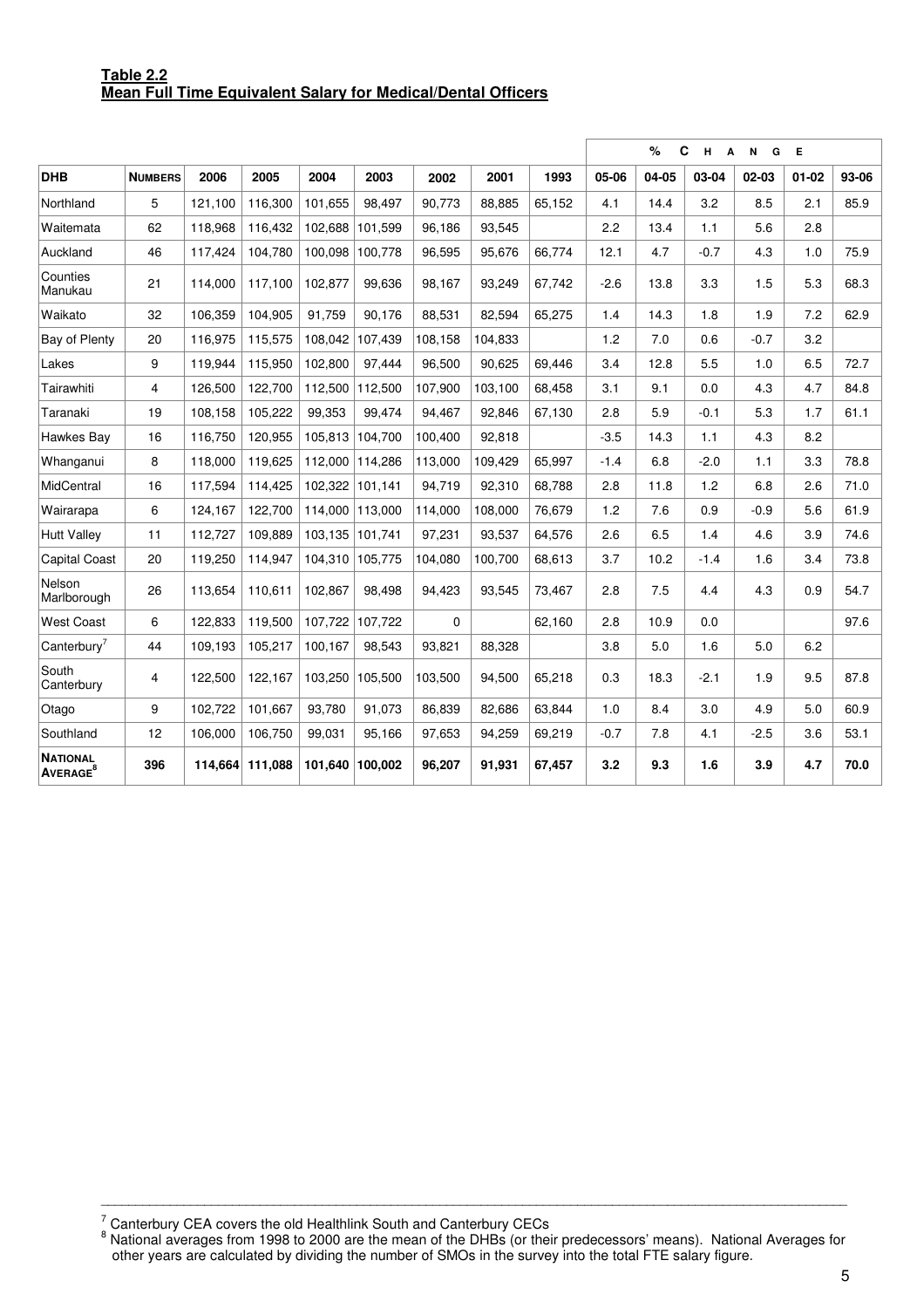**Table 2.2**
**Mean Full Time Equivalent Salary for Medical/Dental Officers**

| DHB | NUMBERS | 2006 | 2005 | 2004 | 2003 | 2002 | 2001 | 1993 | % CHANGE 05-06 | 04-05 | 03-04 | 02-03 | 01-02 | 93-06 |
|---|---|---|---|---|---|---|---|---|---|---|---|---|---|---|
| Northland | 5 | 121,100 | 116,300 | 101,655 | 98,497 | 90,773 | 88,885 | 65,152 | 4.1 | 14.4 | 3.2 | 8.5 | 2.1 | 85.9 |
| Waitemata | 62 | 118,968 | 116,432 | 102,688 | 101,599 | 96,186 | 93,545 | | 2.2 | 13.4 | 1.1 | 5.6 | 2.8 | |
| Auckland | 46 | 117,424 | 104,780 | 100,098 | 100,778 | 96,595 | 95,676 | 66,774 | 12.1 | 4.7 | -0.7 | 4.3 | 1.0 | 75.9 |
| Counties Manukau | 21 | 114,000 | 117,100 | 102,877 | 99,636 | 98,167 | 93,249 | 67,742 | -2.6 | 13.8 | 3.3 | 1.5 | 5.3 | 68.3 |
| Waikato | 32 | 106,359 | 104,905 | 91,759 | 90,176 | 88,531 | 82,594 | 65,275 | 1.4 | 14.3 | 1.8 | 1.9 | 7.2 | 62.9 |
| Bay of Plenty | 20 | 116,975 | 115,575 | 108,042 | 107,439 | 108,158 | 104,833 | | 1.2 | 7.0 | 0.6 | -0.7 | 3.2 | |
| Lakes | 9 | 119,944 | 115,950 | 102,800 | 97,444 | 96,500 | 90,625 | 69,446 | 3.4 | 12.8 | 5.5 | 1.0 | 6.5 | 72.7 |
| Tairawhiti | 4 | 126,500 | 122,700 | 112,500 | 112,500 | 107,900 | 103,100 | 68,458 | 3.1 | 9.1 | 0.0 | 4.3 | 4.7 | 84.8 |
| Taranaki | 19 | 108,158 | 105,222 | 99,353 | 99,474 | 94,467 | 92,846 | 67,130 | 2.8 | 5.9 | -0.1 | 5.3 | 1.7 | 61.1 |
| Hawkes Bay | 16 | 116,750 | 120,955 | 105,813 | 104,700 | 100,400 | 92,818 | | -3.5 | 14.3 | 1.1 | 4.3 | 8.2 | |
| Whanganui | 8 | 118,000 | 119,625 | 112,000 | 114,286 | 113,000 | 109,429 | 65,997 | -1.4 | 6.8 | -2.0 | 1.1 | 3.3 | 78.8 |
| MidCentral | 16 | 117,594 | 114,425 | 102,322 | 101,141 | 94,719 | 92,310 | 68,788 | 2.8 | 11.8 | 1.2 | 6.8 | 2.6 | 71.0 |
| Wairarapa | 6 | 124,167 | 122,700 | 114,000 | 113,000 | 114,000 | 108,000 | 76,679 | 1.2 | 7.6 | 0.9 | -0.9 | 5.6 | 61.9 |
| Hutt Valley | 11 | 112,727 | 109,889 | 103,135 | 101,741 | 97,231 | 93,537 | 64,576 | 2.6 | 6.5 | 1.4 | 4.6 | 3.9 | 74.6 |
| Capital Coast | 20 | 119,250 | 114,947 | 104,310 | 105,775 | 104,080 | 100,700 | 68,613 | 3.7 | 10.2 | -1.4 | 1.6 | 3.4 | 73.8 |
| Nelson Marlborough | 26 | 113,654 | 110,611 | 102,867 | 98,498 | 94,423 | 93,545 | 73,467 | 2.8 | 7.5 | 4.4 | 4.3 | 0.9 | 54.7 |
| West Coast | 6 | 122,833 | 119,500 | 107,722 | 107,722 | 0 | | 62,160 | 2.8 | 10.9 | 0.0 | | | 97.6 |
| Canterbury[7] | 44 | 109,193 | 105,217 | 100,167 | 98,543 | 93,821 | 88,328 | | 3.8 | 5.0 | 1.6 | 5.0 | 6.2 | |
| South Canterbury | 4 | 122,500 | 122,167 | 103,250 | 105,500 | 103,500 | 94,500 | 65,218 | 0.3 | 18.3 | -2.1 | 1.9 | 9.5 | 87.8 |
| Otago | 9 | 102,722 | 101,667 | 93,780 | 91,073 | 86,839 | 82,686 | 63,844 | 1.0 | 8.4 | 3.0 | 4.9 | 5.0 | 60.9 |
| Southland | 12 | 106,000 | 106,750 | 99,031 | 95,166 | 97,653 | 94,259 | 69,219 | -0.7 | 7.8 | 4.1 | -2.5 | 3.6 | 53.1 |
| **NATIONAL AVERAGE[8]** | **396** | **114,664** | **111,088** | **101,640** | **100,002** | **96,207** | **91,931** | **67,457** | **3.2** | **9.3** | **1.6** | **3.9** | **4.7** | **70.0** |

[7] Canterbury CEA covers the old Healthlink South and Canterbury CECs

[8] National averages from 1998 to 2000 are the mean of the DHBs (or their predecessors' means). National Averages for other years are calculated by dividing the number of SMOs in the survey into the total FTE salary figure.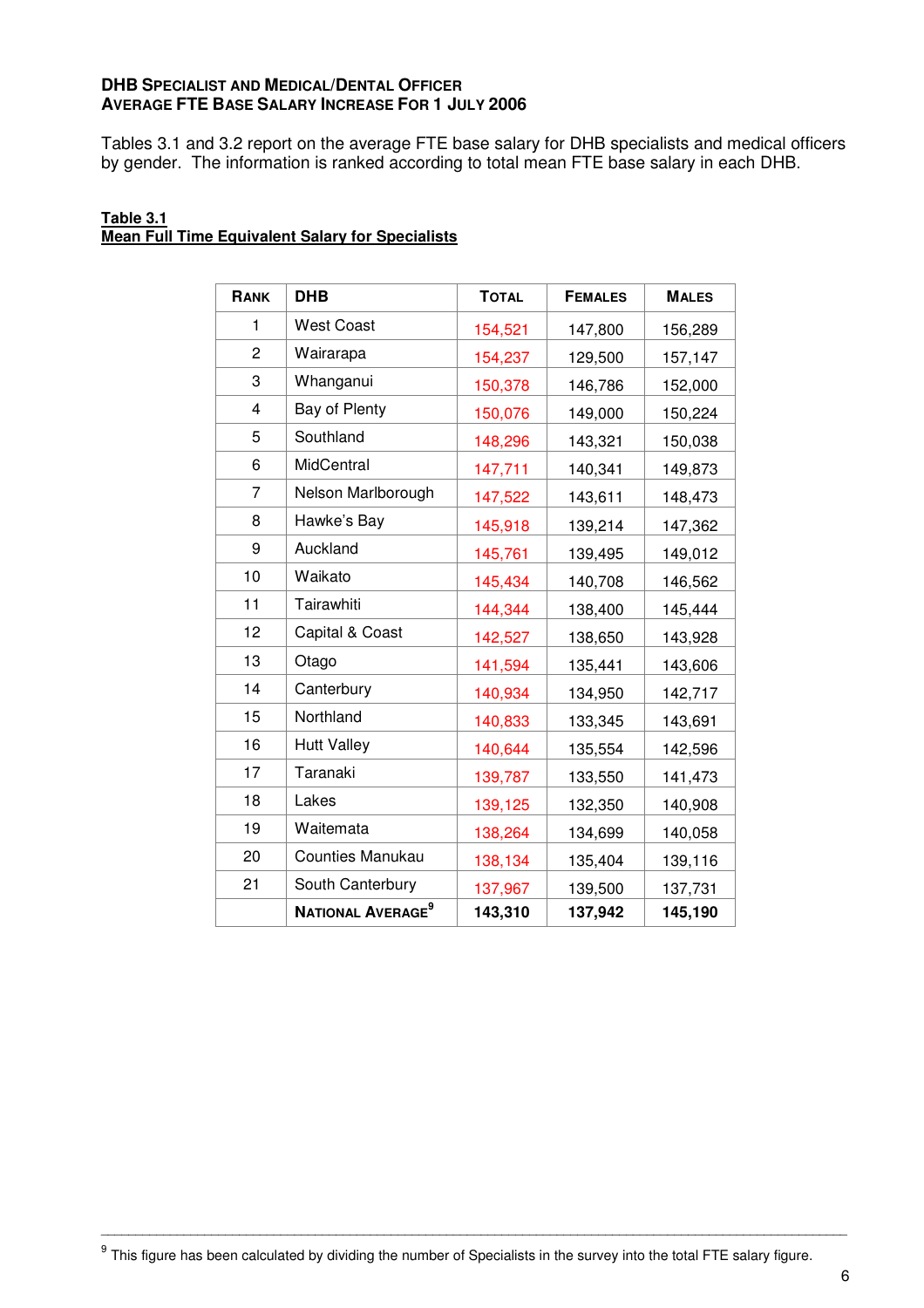**DHB SPECIALIST AND MEDICAL/DENTAL OFFICER**
**AVERAGE FTE BASE SALARY INCREASE FOR 1 JULY 2006**

Tables 3.1 and 3.2 report on the average FTE base salary for DHB specialists and medical officers by gender. The information is ranked according to total mean FTE base salary in each DHB.

**Table 3.1**
**Mean Full Time Equivalent Salary for Specialists**

| RANK | DHB | TOTAL | FEMALES | MALES |
|---|---|---|---|---|
| 1 | West Coast | 154,521 | 147,800 | 156,289 |
| 2 | Wairarapa | 154,237 | 129,500 | 157,147 |
| 3 | Whanganui | 150,378 | 146,786 | 152,000 |
| 4 | Bay of Plenty | 150,076 | 149,000 | 150,224 |
| 5 | Southland | 148,296 | 143,321 | 150,038 |
| 6 | MidCentral | 147,711 | 140,341 | 149,873 |
| 7 | Nelson Marlborough | 147,522 | 143,611 | 148,473 |
| 8 | Hawke's Bay | 145,918 | 139,214 | 147,362 |
| 9 | Auckland | 145,761 | 139,495 | 149,012 |
| 10 | Waikato | 145,434 | 140,708 | 146,562 |
| 11 | Tairawhiti | 144,344 | 138,400 | 145,444 |
| 12 | Capital & Coast | 142,527 | 138,650 | 143,928 |
| 13 | Otago | 141,594 | 135,441 | 143,606 |
| 14 | Canterbury | 140,934 | 134,950 | 142,717 |
| 15 | Northland | 140,833 | 133,345 | 143,691 |
| 16 | Hutt Valley | 140,644 | 135,554 | 142,596 |
| 17 | Taranaki | 139,787 | 133,550 | 141,473 |
| 18 | Lakes | 139,125 | 132,350 | 140,908 |
| 19 | Waitemata | 138,264 | 134,699 | 140,058 |
| 20 | Counties Manukau | 138,134 | 135,404 | 139,116 |
| 21 | South Canterbury | 137,967 | 139,500 | 137,731 |
| | **NATIONAL AVERAGE[9]** | **143,310** | **137,942** | **145,190** |

[9] This figure has been calculated by dividing the number of Specialists in the survey into the total FTE salary figure.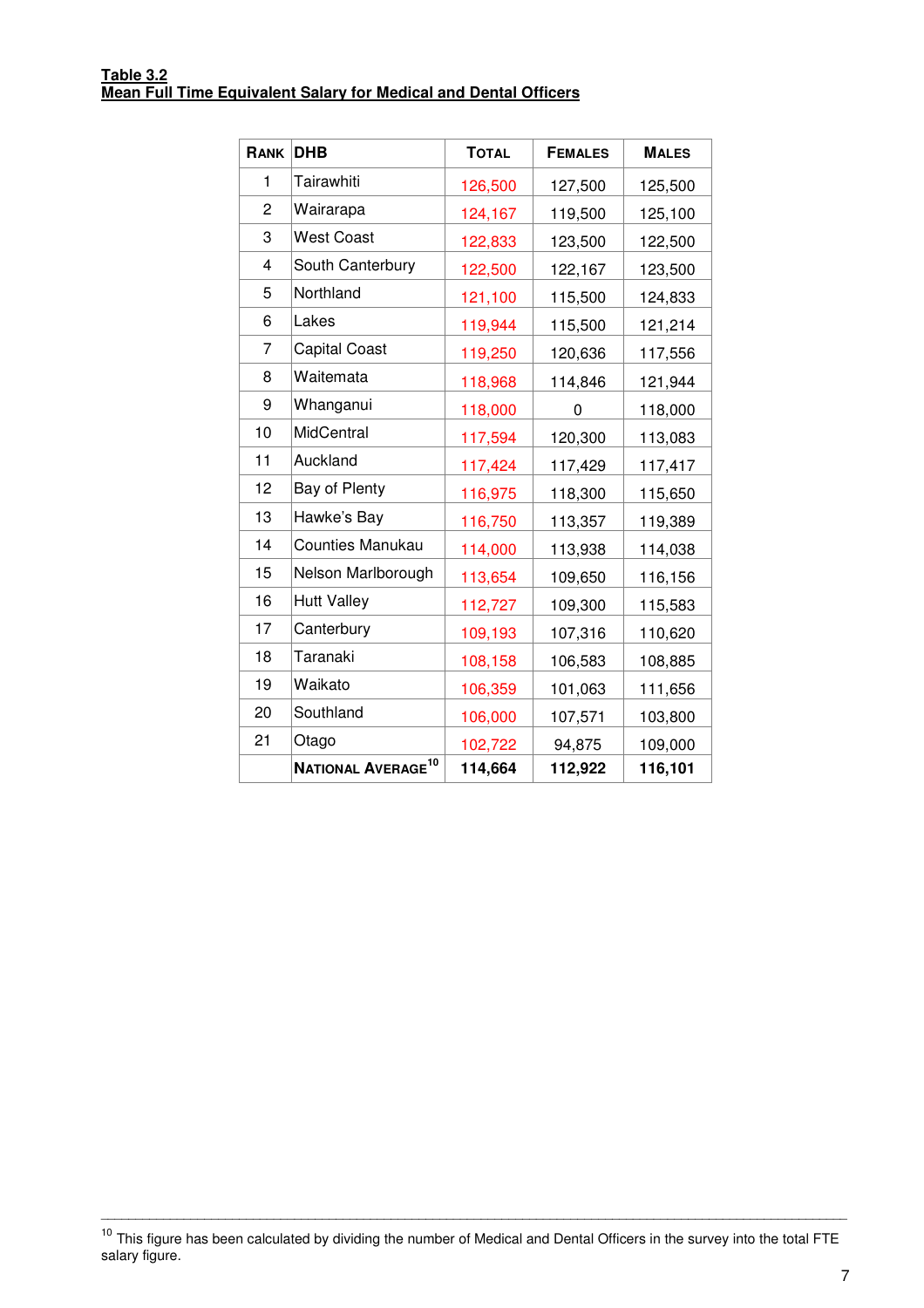**Table 3.2**
**Mean Full Time Equivalent Salary for Medical and Dental Officers**

| Rank | DHB | Total | Females | Males |
|---|---|---|---|---|
| 1 | Tairawhiti | 126,500 | 127,500 | 125,500 |
| 2 | Wairarapa | 124,167 | 119,500 | 125,100 |
| 3 | West Coast | 122,833 | 123,500 | 122,500 |
| 4 | South Canterbury | 122,500 | 122,167 | 123,500 |
| 5 | Northland | 121,100 | 115,500 | 124,833 |
| 6 | Lakes | 119,944 | 115,500 | 121,214 |
| 7 | Capital Coast | 119,250 | 120,636 | 117,556 |
| 8 | Waitemata | 118,968 | 114,846 | 121,944 |
| 9 | Whanganui | 118,000 | 0 | 118,000 |
| 10 | MidCentral | 117,594 | 120,300 | 113,083 |
| 11 | Auckland | 117,424 | 117,429 | 117,417 |
| 12 | Bay of Plenty | 116,975 | 118,300 | 115,650 |
| 13 | Hawke's Bay | 116,750 | 113,357 | 119,389 |
| 14 | Counties Manukau | 114,000 | 113,938 | 114,038 |
| 15 | Nelson Marlborough | 113,654 | 109,650 | 116,156 |
| 16 | Hutt Valley | 112,727 | 109,300 | 115,583 |
| 17 | Canterbury | 109,193 | 107,316 | 110,620 |
| 18 | Taranaki | 108,158 | 106,583 | 108,885 |
| 19 | Waikato | 106,359 | 101,063 | 111,656 |
| 20 | Southland | 106,000 | 107,571 | 103,800 |
| 21 | Otago | 102,722 | 94,875 | 109,000 |
| | **National Average**[10] | **114,664** | **112,922** | **116,101** |

[10] This figure has been calculated by dividing the number of Medical and Dental Officers in the survey into the total FTE salary figure.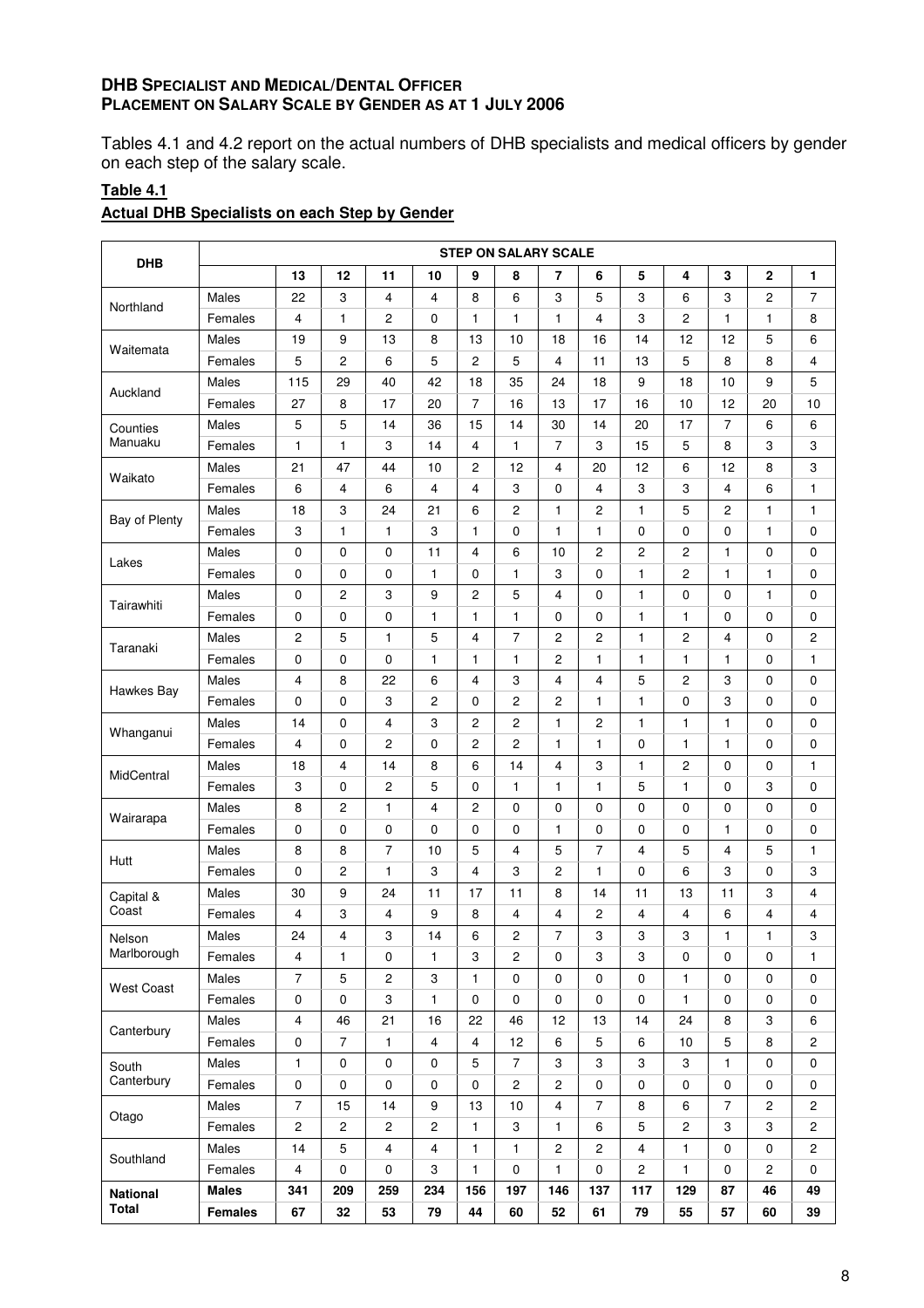**DHB SPECIALIST AND MEDICAL/DENTAL OFFICER**
**PLACEMENT ON SALARY SCALE BY GENDER AS AT 1 JULY 2006**

Tables 4.1 and 4.2 report on the actual numbers of DHB specialists and medical officers by gender on each step of the salary scale.

**Table 4.1**

**Actual DHB Specialists on each Step by Gender**

| DHB | | STEP ON SALARY SCALE | | | | | | | | | | | | |
|---|---|---|---|---|---|---|---|---|---|---|---|---|---|---|
| | | **13** | **12** | **11** | **10** | **9** | **8** | **7** | **6** | **5** | **4** | **3** | **2** | **1** |
| Northland | Males | 22 | 3 | 4 | 4 | 8 | 6 | 3 | 5 | 3 | 6 | 3 | 2 | 7 |
| | Females | 4 | 1 | 2 | 0 | 1 | 1 | 1 | 4 | 3 | 2 | 1 | 1 | 8 |
| Waitemata | Males | 19 | 9 | 13 | 8 | 13 | 10 | 18 | 16 | 14 | 12 | 12 | 5 | 6 |
| | Females | 5 | 2 | 6 | 5 | 2 | 5 | 4 | 11 | 13 | 5 | 8 | 8 | 4 |
| Auckland | Males | 115 | 29 | 40 | 42 | 18 | 35 | 24 | 18 | 9 | 18 | 10 | 9 | 5 |
| | Females | 27 | 8 | 17 | 20 | 7 | 16 | 13 | 17 | 16 | 10 | 12 | 20 | 10 |
| Counties Manuaku | Males | 5 | 5 | 14 | 36 | 15 | 14 | 30 | 14 | 20 | 17 | 7 | 6 | 6 |
| | Females | 1 | 1 | 3 | 14 | 4 | 1 | 7 | 3 | 15 | 5 | 8 | 3 | 3 |
| Waikato | Males | 21 | 47 | 44 | 10 | 2 | 12 | 4 | 20 | 12 | 6 | 12 | 8 | 3 |
| | Females | 6 | 4 | 6 | 4 | 4 | 3 | 0 | 4 | 3 | 3 | 4 | 6 | 1 |
| Bay of Plenty | Males | 18 | 3 | 24 | 21 | 6 | 2 | 1 | 2 | 1 | 5 | 2 | 1 | 1 |
| | Females | 3 | 1 | 1 | 3 | 1 | 0 | 1 | 1 | 0 | 0 | 0 | 1 | 0 |
| Lakes | Males | 0 | 0 | 0 | 11 | 4 | 6 | 10 | 2 | 2 | 2 | 1 | 0 | 0 |
| | Females | 0 | 0 | 0 | 1 | 0 | 1 | 3 | 0 | 1 | 2 | 1 | 1 | 0 |
| Tairawhiti | Males | 0 | 2 | 3 | 9 | 2 | 5 | 4 | 0 | 1 | 0 | 0 | 1 | 0 |
| | Females | 0 | 0 | 0 | 1 | 1 | 1 | 0 | 0 | 1 | 1 | 0 | 0 | 0 |
| Taranaki | Males | 2 | 5 | 1 | 5 | 4 | 7 | 2 | 2 | 1 | 2 | 4 | 0 | 2 |
| | Females | 0 | 0 | 0 | 1 | 1 | 1 | 2 | 1 | 1 | 1 | 1 | 0 | 1 |
| Hawkes Bay | Males | 4 | 8 | 22 | 6 | 4 | 3 | 4 | 4 | 5 | 2 | 3 | 0 | 0 |
| | Females | 0 | 0 | 3 | 2 | 0 | 2 | 2 | 1 | 1 | 0 | 3 | 0 | 0 |
| Whanganui | Males | 14 | 0 | 4 | 3 | 2 | 2 | 1 | 2 | 1 | 1 | 1 | 0 | 0 |
| | Females | 4 | 0 | 2 | 0 | 2 | 2 | 1 | 1 | 0 | 1 | 1 | 0 | 0 |
| MidCentral | Males | 18 | 4 | 14 | 8 | 6 | 14 | 4 | 3 | 1 | 2 | 0 | 0 | 1 |
| | Females | 3 | 0 | 2 | 5 | 0 | 1 | 1 | 1 | 5 | 1 | 0 | 3 | 0 |
| Wairarapa | Males | 8 | 2 | 1 | 4 | 2 | 0 | 0 | 0 | 0 | 0 | 0 | 0 | 0 |
| | Females | 0 | 0 | 0 | 0 | 0 | 0 | 1 | 0 | 0 | 0 | 1 | 0 | 0 |
| Hutt | Males | 8 | 8 | 7 | 10 | 5 | 4 | 5 | 7 | 4 | 5 | 4 | 5 | 1 |
| | Females | 0 | 2 | 1 | 3 | 4 | 3 | 2 | 1 | 0 | 6 | 3 | 0 | 3 |
| Capital & Coast | Males | 30 | 9 | 24 | 11 | 17 | 11 | 8 | 14 | 11 | 13 | 11 | 3 | 4 |
| | Females | 4 | 3 | 4 | 9 | 8 | 4 | 4 | 2 | 4 | 4 | 6 | 4 | 4 |
| Nelson Marlborough | Males | 24 | 4 | 3 | 14 | 6 | 2 | 7 | 3 | 3 | 3 | 1 | 1 | 3 |
| | Females | 4 | 1 | 0 | 1 | 3 | 2 | 0 | 3 | 3 | 0 | 0 | 0 | 1 |
| West Coast | Males | 7 | 5 | 2 | 3 | 1 | 0 | 0 | 0 | 0 | 1 | 0 | 0 | 0 |
| | Females | 0 | 0 | 3 | 1 | 0 | 0 | 0 | 0 | 0 | 1 | 0 | 0 | 0 |
| Canterbury | Males | 4 | 46 | 21 | 16 | 22 | 46 | 12 | 13 | 14 | 24 | 8 | 3 | 6 |
| | Females | 0 | 7 | 1 | 4 | 4 | 12 | 6 | 5 | 6 | 10 | 5 | 8 | 2 |
| South Canterbury | Males | 1 | 0 | 0 | 0 | 5 | 7 | 3 | 3 | 3 | 3 | 1 | 0 | 0 |
| | Females | 0 | 0 | 0 | 0 | 0 | 2 | 2 | 0 | 0 | 0 | 0 | 0 | 0 |
| Otago | Males | 7 | 15 | 14 | 9 | 13 | 10 | 4 | 7 | 8 | 6 | 7 | 2 | 2 |
| | Females | 2 | 2 | 2 | 2 | 1 | 3 | 1 | 6 | 5 | 2 | 3 | 3 | 2 |
| Southland | Males | 14 | 5 | 4 | 4 | 1 | 1 | 2 | 2 | 4 | 1 | 0 | 0 | 2 |
| | Females | 4 | 0 | 0 | 3 | 1 | 0 | 1 | 0 | 2 | 1 | 0 | 2 | 0 |
| **National Total** | **Males** | **341** | **209** | **259** | **234** | **156** | **197** | **146** | **137** | **117** | **129** | **87** | **46** | **49** |
| | **Females** | **67** | **32** | **53** | **79** | **44** | **60** | **52** | **61** | **79** | **55** | **57** | **60** | **39** |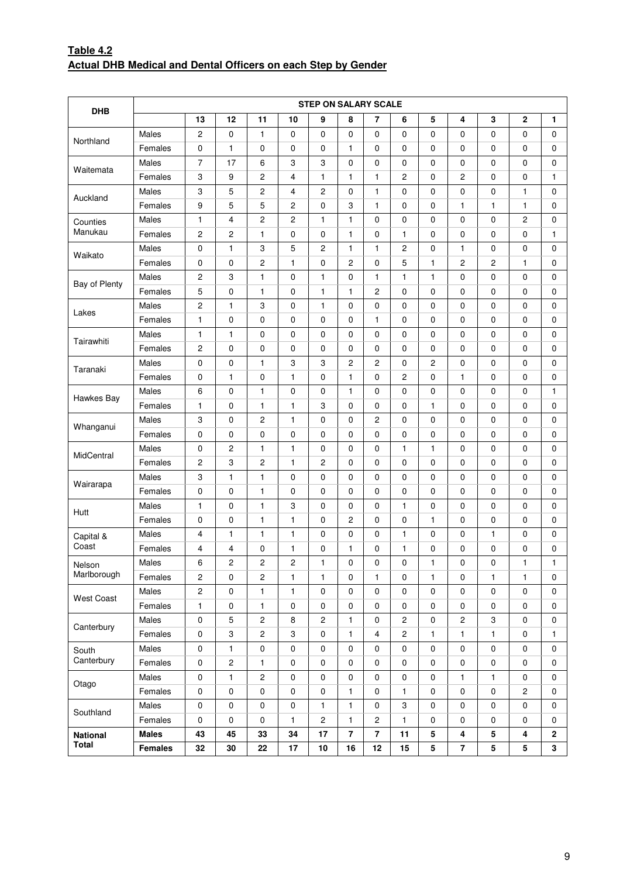**Table 4.2**
**Actual DHB Medical and Dental Officers on each Step by Gender**

| DHB | | STEP ON SALARY SCALE | | | | | | | | | | | | |
|---|---|---|---|---|---|---|---|---|---|---|---|---|---|---|
| | | 13 | 12 | 11 | 10 | 9 | 8 | 7 | 6 | 5 | 4 | 3 | 2 | 1 |
| Northland | Males | 2 | 0 | 1 | 0 | 0 | 0 | 0 | 0 | 0 | 0 | 0 | 0 | 0 |
| | Females | 0 | 1 | 0 | 0 | 0 | 1 | 0 | 0 | 0 | 0 | 0 | 0 | 0 |
| Waitemata | Males | 7 | 17 | 6 | 3 | 3 | 0 | 0 | 0 | 0 | 0 | 0 | 0 | 0 |
| | Females | 3 | 9 | 2 | 4 | 1 | 1 | 1 | 2 | 0 | 2 | 0 | 0 | 1 |
| Auckland | Males | 3 | 5 | 2 | 4 | 2 | 0 | 1 | 0 | 0 | 0 | 0 | 1 | 0 |
| | Females | 9 | 5 | 5 | 2 | 0 | 3 | 1 | 0 | 0 | 1 | 1 | 1 | 0 |
| Counties Manukau | Males | 1 | 4 | 2 | 2 | 1 | 1 | 0 | 0 | 0 | 0 | 0 | 2 | 0 |
| | Females | 2 | 2 | 1 | 0 | 0 | 1 | 0 | 1 | 0 | 0 | 0 | 0 | 1 |
| Waikato | Males | 0 | 1 | 3 | 5 | 2 | 1 | 1 | 2 | 0 | 1 | 0 | 0 | 0 |
| | Females | 0 | 0 | 2 | 1 | 0 | 2 | 0 | 5 | 1 | 2 | 2 | 1 | 0 |
| Bay of Plenty | Males | 2 | 3 | 1 | 0 | 1 | 0 | 1 | 1 | 1 | 0 | 0 | 0 | 0 |
| | Females | 5 | 0 | 1 | 0 | 1 | 1 | 2 | 0 | 0 | 0 | 0 | 0 | 0 |
| Lakes | Males | 2 | 1 | 3 | 0 | 1 | 0 | 0 | 0 | 0 | 0 | 0 | 0 | 0 |
| | Females | 1 | 0 | 0 | 0 | 0 | 0 | 1 | 0 | 0 | 0 | 0 | 0 | 0 |
| Tairawhiti | Males | 1 | 1 | 0 | 0 | 0 | 0 | 0 | 0 | 0 | 0 | 0 | 0 | 0 |
| | Females | 2 | 0 | 0 | 0 | 0 | 0 | 0 | 0 | 0 | 0 | 0 | 0 | 0 |
| Taranaki | Males | 0 | 0 | 1 | 3 | 3 | 2 | 2 | 0 | 2 | 0 | 0 | 0 | 0 |
| | Females | 0 | 1 | 0 | 1 | 0 | 1 | 0 | 2 | 0 | 1 | 0 | 0 | 0 |
| Hawkes Bay | Males | 6 | 0 | 1 | 0 | 0 | 1 | 0 | 0 | 0 | 0 | 0 | 0 | 1 |
| | Females | 1 | 0 | 1 | 1 | 3 | 0 | 0 | 0 | 1 | 0 | 0 | 0 | 0 |
| Whanganui | Males | 3 | 0 | 2 | 1 | 0 | 0 | 2 | 0 | 0 | 0 | 0 | 0 | 0 |
| | Females | 0 | 0 | 0 | 0 | 0 | 0 | 0 | 0 | 0 | 0 | 0 | 0 | 0 |
| MidCentral | Males | 0 | 2 | 1 | 1 | 0 | 0 | 0 | 1 | 1 | 0 | 0 | 0 | 0 |
| | Females | 2 | 3 | 2 | 1 | 2 | 0 | 0 | 0 | 0 | 0 | 0 | 0 | 0 |
| Wairarapa | Males | 3 | 1 | 1 | 0 | 0 | 0 | 0 | 0 | 0 | 0 | 0 | 0 | 0 |
| | Females | 0 | 0 | 1 | 0 | 0 | 0 | 0 | 0 | 0 | 0 | 0 | 0 | 0 |
| Hutt | Males | 1 | 0 | 1 | 3 | 0 | 0 | 0 | 1 | 0 | 0 | 0 | 0 | 0 |
| | Females | 0 | 0 | 1 | 1 | 0 | 2 | 0 | 0 | 1 | 0 | 0 | 0 | 0 |
| Capital & Coast | Males | 4 | 1 | 1 | 1 | 0 | 0 | 0 | 1 | 0 | 0 | 1 | 0 | 0 |
| | Females | 4 | 4 | 0 | 1 | 0 | 1 | 0 | 1 | 0 | 0 | 0 | 0 | 0 |
| Nelson Marlborough | Males | 6 | 2 | 2 | 2 | 1 | 0 | 0 | 0 | 1 | 0 | 0 | 1 | 1 |
| | Females | 2 | 0 | 2 | 1 | 1 | 0 | 1 | 0 | 1 | 0 | 1 | 1 | 0 |
| West Coast | Males | 2 | 0 | 1 | 1 | 0 | 0 | 0 | 0 | 0 | 0 | 0 | 0 | 0 |
| | Females | 1 | 0 | 1 | 0 | 0 | 0 | 0 | 0 | 0 | 0 | 0 | 0 | 0 |
| Canterbury | Males | 0 | 5 | 2 | 8 | 2 | 1 | 0 | 2 | 0 | 2 | 3 | 0 | 0 |
| | Females | 0 | 3 | 2 | 3 | 0 | 1 | 4 | 2 | 1 | 1 | 1 | 0 | 1 |
| South Canterbury | Males | 0 | 1 | 0 | 0 | 0 | 0 | 0 | 0 | 0 | 0 | 0 | 0 | 0 |
| | Females | 0 | 2 | 1 | 0 | 0 | 0 | 0 | 0 | 0 | 0 | 0 | 0 | 0 |
| Otago | Males | 0 | 1 | 2 | 0 | 0 | 0 | 0 | 0 | 0 | 1 | 1 | 0 | 0 |
| | Females | 0 | 0 | 0 | 0 | 0 | 1 | 0 | 1 | 0 | 0 | 0 | 2 | 0 |
| Southland | Males | 0 | 0 | 0 | 0 | 1 | 1 | 0 | 3 | 0 | 0 | 0 | 0 | 0 |
| | Females | 0 | 0 | 0 | 1 | 2 | 1 | 2 | 1 | 0 | 0 | 0 | 0 | 0 |
| **National Total** | **Males** | **43** | **45** | **33** | **34** | **17** | **7** | **7** | **11** | **5** | **4** | **5** | **4** | **2** |
| | **Females** | **32** | **30** | **22** | **17** | **10** | **16** | **12** | **15** | **5** | **7** | **5** | **5** | **3** |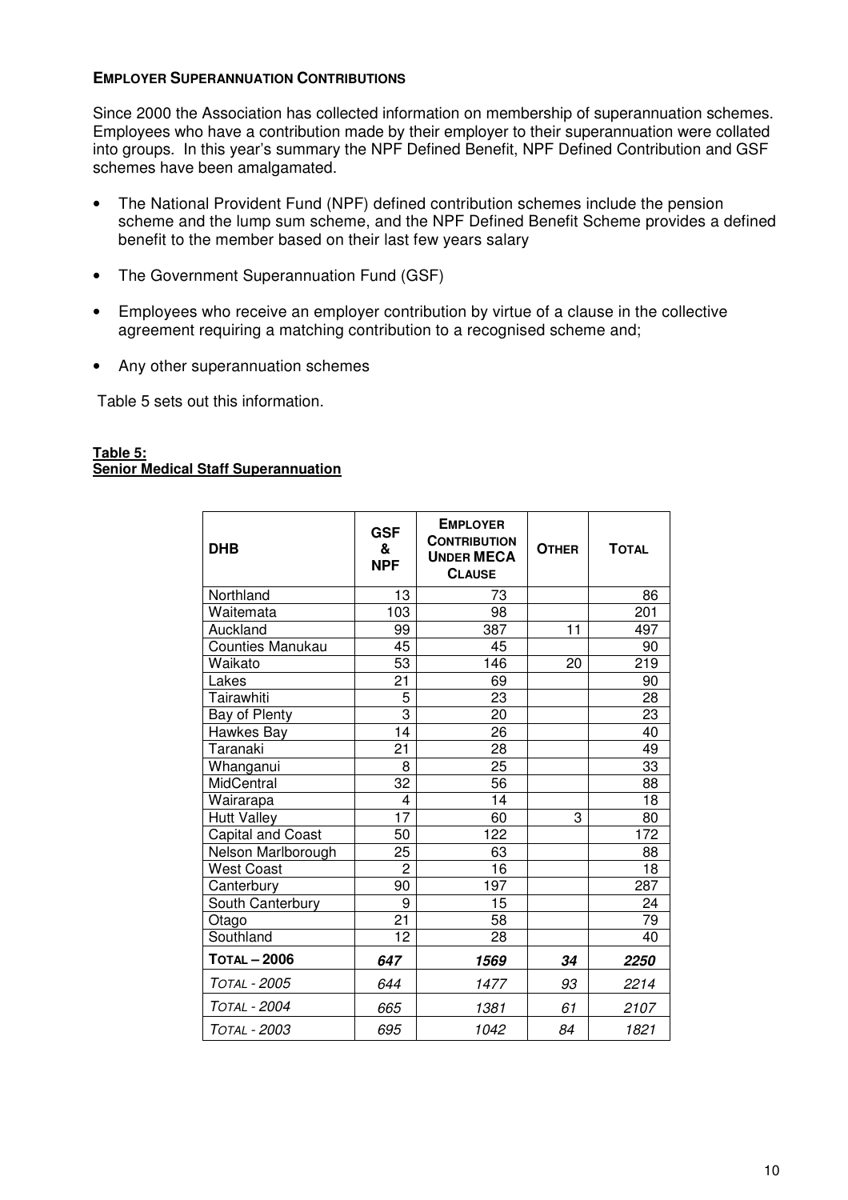**EMPLOYER SUPERANNUATION CONTRIBUTIONS**

Since 2000 the Association has collected information on membership of superannuation schemes. Employees who have a contribution made by their employer to their superannuation were collated into groups. In this year's summary the NPF Defined Benefit, NPF Defined Contribution and GSF schemes have been amalgamated.

- The National Provident Fund (NPF) defined contribution schemes include the pension scheme and the lump sum scheme, and the NPF Defined Benefit Scheme provides a defined benefit to the member based on their last few years salary
- The Government Superannuation Fund (GSF)
- Employees who receive an employer contribution by virtue of a clause in the collective agreement requiring a matching contribution to a recognised scheme and;
- Any other superannuation schemes

Table 5 sets out this information.

**Table 5:**
**Senior Medical Staff Superannuation**

| DHB | GSF & NPF | EMPLOYER CONTRIBUTION UNDER MECA CLAUSE | OTHER | TOTAL |
|---|---|---|---|---|
| Northland | 13 | 73 | | 86 |
| Waitemata | 103 | 98 | | 201 |
| Auckland | 99 | 387 | 11 | 497 |
| Counties Manukau | 45 | 45 | | 90 |
| Waikato | 53 | 146 | 20 | 219 |
| Lakes | 21 | 69 | | 90 |
| Tairawhiti | 5 | 23 | | 28 |
| Bay of Plenty | 3 | 20 | | 23 |
| Hawkes Bay | 14 | 26 | | 40 |
| Taranaki | 21 | 28 | | 49 |
| Whanganui | 8 | 25 | | 33 |
| MidCentral | 32 | 56 | | 88 |
| Wairarapa | 4 | 14 | | 18 |
| Hutt Valley | 17 | 60 | 3 | 80 |
| Capital and Coast | 50 | 122 | | 172 |
| Nelson Marlborough | 25 | 63 | | 88 |
| West Coast | 2 | 16 | | 18 |
| Canterbury | 90 | 197 | | 287 |
| South Canterbury | 9 | 15 | | 24 |
| Otago | 21 | 58 | | 79 |
| Southland | 12 | 28 | | 40 |
| **TOTAL – 2006** | ***647*** | ***1569*** | ***34*** | ***2250*** |
| *TOTAL - 2005* | *644* | *1477* | *93* | *2214* |
| *TOTAL - 2004* | *665* | *1381* | *61* | *2107* |
| *TOTAL - 2003* | *695* | *1042* | *84* | *1821* |